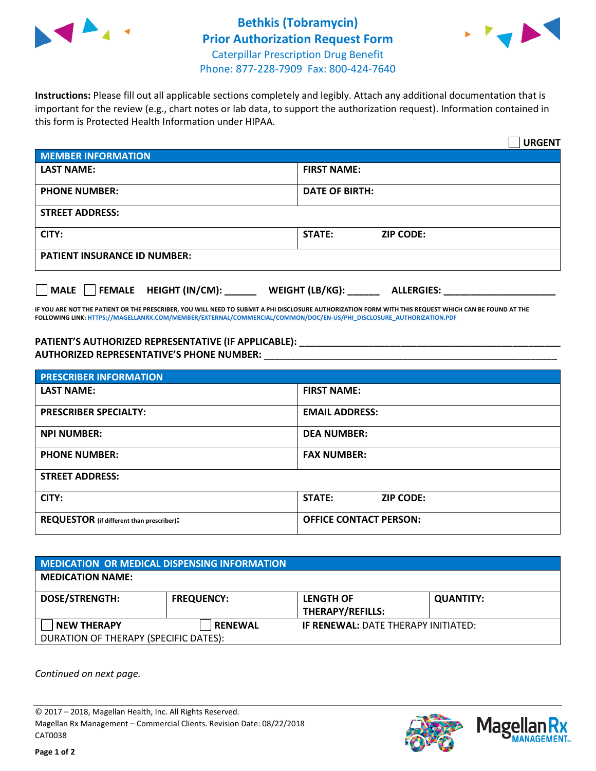# Bethkis (Tobramycin)
## Prior Authorization Request Form

Caterpillar Prescription Drug Benefit
Phone: 877-228-7909 Fax: 800-424-7640

**Instructions:** Please fill out all applicable sections completely and legibly. Attach any additional documentation that is important for the review (e.g., chart notes or lab data, to support the authorization request). Information contained in this form is Protected Health Information under HIPAA.

☐ **URGENT**

| **MEMBER INFORMATION** | | |
|---|---|---|
| **LAST NAME:** | **FIRST NAME:** | |
| **PHONE NUMBER:** | **DATE OF BIRTH:** | |
| **STREET ADDRESS:** | | |
| **CITY:** | **STATE:** | **ZIP CODE:** |
| **PATIENT INSURANCE ID NUMBER:** | | |

☐ **MALE** ☐ **FEMALE** **HEIGHT (IN/CM):** ______ **WEIGHT (LB/KG):** ______ **ALLERGIES:** ____________________

**IF YOU ARE NOT THE PATIENT OR THE PRESCRIBER, YOU WILL NEED TO SUBMIT A PHI DISCLOSURE AUTHORIZATION FORM WITH THIS REQUEST WHICH CAN BE FOUND AT THE FOLLOWING LINK:** HTTPS://MAGELLANRX.COM/MEMBER/EXTERNAL/COMMERCIAL/COMMON/DOC/EN-US/PHI_DISCLOSURE_AUTHORIZATION.PDF

**PATIENT'S AUTHORIZED REPRESENTATIVE (IF APPLICABLE):** ____________________________________________
**AUTHORIZED REPRESENTATIVE'S PHONE NUMBER:** ____________________________________________

| **PRESCRIBER INFORMATION** | | |
|---|---|---|
| **LAST NAME:** | **FIRST NAME:** | |
| **PRESCRIBER SPECIALTY:** | **EMAIL ADDRESS:** | |
| **NPI NUMBER:** | **DEA NUMBER:** | |
| **PHONE NUMBER:** | **FAX NUMBER:** | |
| **STREET ADDRESS:** | | |
| **CITY:** | **STATE:** | **ZIP CODE:** |
| **REQUESTOR** (if different than prescriber)**:** | **OFFICE CONTACT PERSON:** | |

| **MEDICATION OR MEDICAL DISPENSING INFORMATION** | | | |
|---|---|---|---|
| **MEDICATION NAME:** | | | |
| **DOSE/STRENGTH:** | **FREQUENCY:** | **LENGTH OF THERAPY/REFILLS:** | **QUANTITY:** |
| ☐ **NEW THERAPY** | ☐ **RENEWAL** | **IF RENEWAL:** DATE THERAPY INITIATED: | |
| DURATION OF THERAPY (SPECIFIC DATES): | | | |

*Continued on next page.*

© 2017 – 2018, Magellan Health, Inc. All Rights Reserved.
Magellan Rx Management – Commercial Clients. Revision Date: 08/22/2018
CAT0038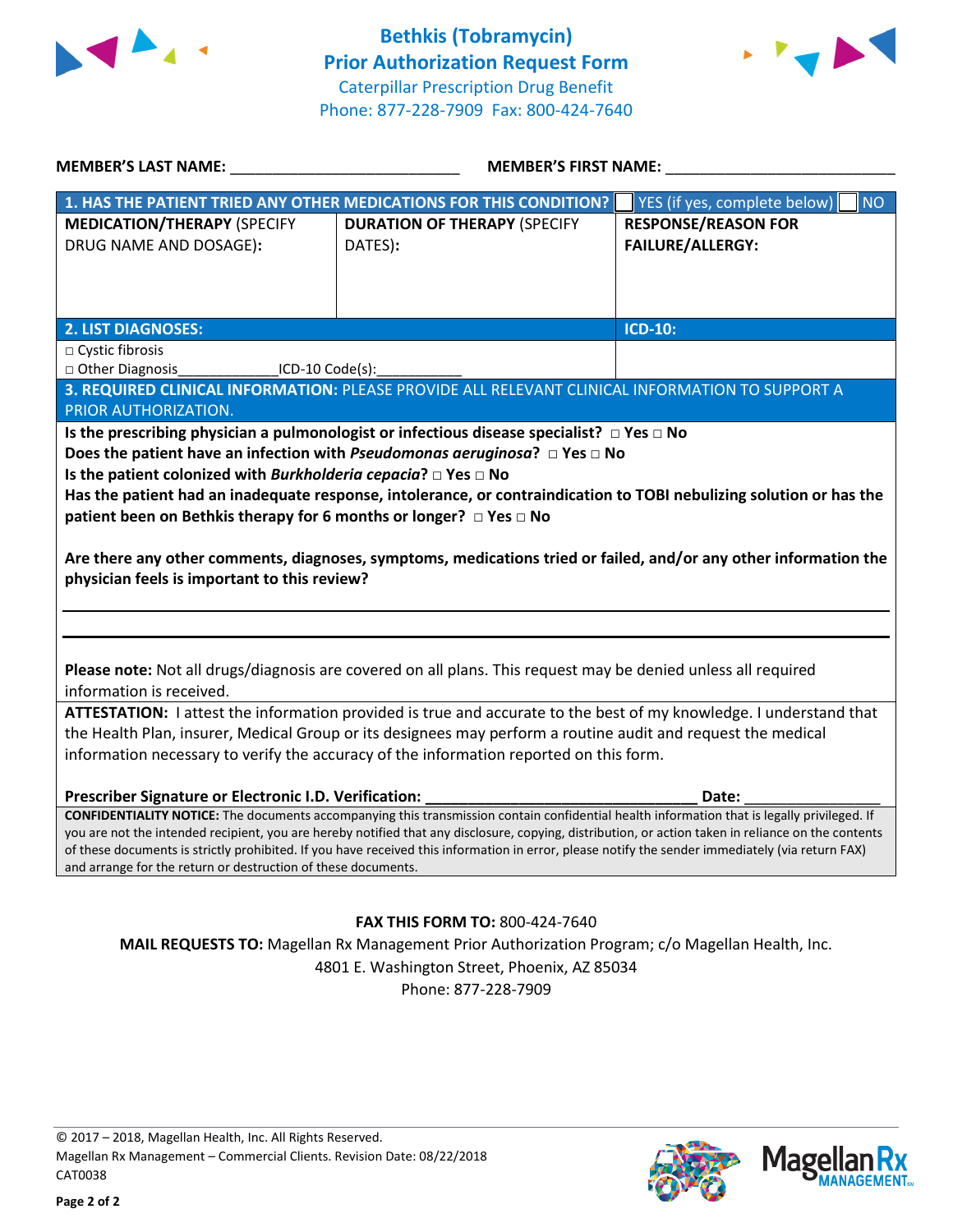# Bethkis (Tobramycin)
## Prior Authorization Request Form

Caterpillar Prescription Drug Benefit
Phone: 877-228-7909 Fax: 800-424-7640

**MEMBER'S LAST NAME:** ___________________________ **MEMBER'S FIRST NAME:** ___________________________

| **1. HAS THE PATIENT TRIED ANY OTHER MEDICATIONS FOR THIS CONDITION?** | | ☐ YES (if yes, complete below) ☐ NO |
|---|---|---|
| **MEDICATION/THERAPY** (SPECIFY DRUG NAME AND DOSAGE): | **DURATION OF THERAPY** (SPECIFY DATES): | **RESPONSE/REASON FOR FAILURE/ALLERGY:** |
| | | |

| **2. LIST DIAGNOSES:** | **ICD-10:** |
|---|---|
| □ Cystic fibrosis<br>□ Other Diagnosis____________ICD-10 Code(s):___________ | |

**3. REQUIRED CLINICAL INFORMATION:** PLEASE PROVIDE ALL RELEVANT CLINICAL INFORMATION TO SUPPORT A PRIOR AUTHORIZATION.

**Is the prescribing physician a pulmonologist or infectious disease specialist? □ Yes □ No**

**Does the patient have an infection with *Pseudomonas aeruginosa*? □ Yes □ No**

**Is the patient colonized with *Burkholderia cepacia*? □ Yes □ No**

**Has the patient had an inadequate response, intolerance, or contraindication to TOBI nebulizing solution or has the patient been on Bethkis therapy for 6 months or longer? □ Yes □ No**

**Are there any other comments, diagnoses, symptoms, medications tried or failed, and/or any other information the physician feels is important to this review?**

___________________________________________________________________________

___________________________________________________________________________

**Please note:** Not all drugs/diagnosis are covered on all plans. This request may be denied unless all required information is received.

**ATTESTATION:** I attest the information provided is true and accurate to the best of my knowledge. I understand that the Health Plan, insurer, Medical Group or its designees may perform a routine audit and request the medical information necessary to verify the accuracy of the information reported on this form.

**Prescriber Signature or Electronic I.D. Verification:** ________________________________ **Date:** ________________

**CONFIDENTIALITY NOTICE:** The documents accompanying this transmission contain confidential health information that is legally privileged. If you are not the intended recipient, you are hereby notified that any disclosure, copying, distribution, or action taken in reliance on the contents of these documents is strictly prohibited. If you have received this information in error, please notify the sender immediately (via return FAX) and arrange for the return or destruction of these documents.

**FAX THIS FORM TO:** 800-424-7640

**MAIL REQUESTS TO:** Magellan Rx Management Prior Authorization Program; c/o Magellan Health, Inc.
4801 E. Washington Street, Phoenix, AZ 85034
Phone: 877-228-7909

© 2017 – 2018, Magellan Health, Inc. All Rights Reserved.
Magellan Rx Management – Commercial Clients. Revision Date: 08/22/2018
CAT0038